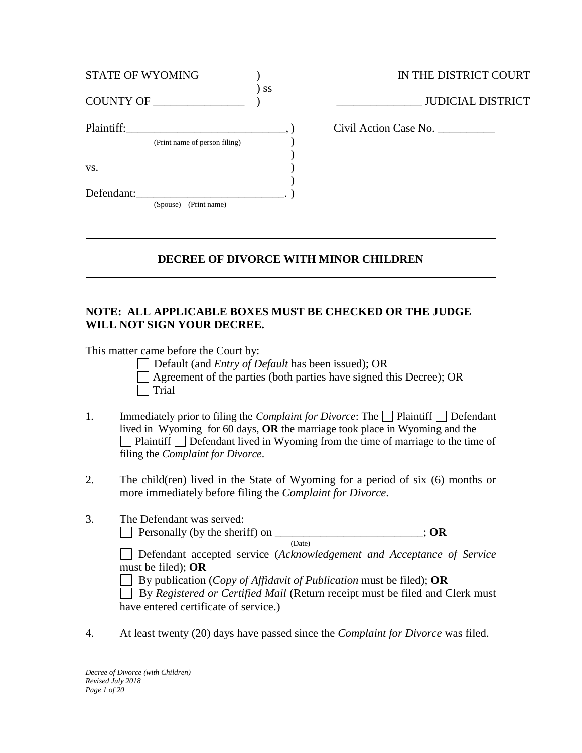STATE OF WYOMING ) IN THE DISTRICT COURT
) ss
COUNTY OF ________________ ) _______________ JUDICIAL DISTRICT

Plaintiff:____________________________, ) Civil Action Case No. __________
(Print name of person filing) )
)
vs. )
)
Defendant:__________________________. )
(Spouse) (Print name)

---

## DECREE OF DIVORCE WITH MINOR CHILDREN

---

**NOTE: ALL APPLICABLE BOXES MUST BE CHECKED OR THE JUDGE WILL NOT SIGN YOUR DECREE.**

This matter came before the Court by:

☐ Default (and *Entry of Default* has been issued); OR
☐ Agreement of the parties (both parties have signed this Decree); OR
☐ Trial

1. Immediately prior to filing the *Complaint for Divorce*: The ☐ Plaintiff ☐ Defendant lived in Wyoming for 60 days, **OR** the marriage took place in Wyoming and the ☐ Plaintiff ☐ Defendant lived in Wyoming from the time of marriage to the time of filing the *Complaint for Divorce*.

2. The child(ren) lived in the State of Wyoming for a period of six (6) months or more immediately before filing the *Complaint for Divorce*.

3. The Defendant was served:
   ☐ Personally (by the sheriff) on __________________________; **OR**
   (Date)
   ☐ Defendant accepted service (*Acknowledgement and Acceptance of Service* must be filed); **OR**
   ☐ By publication (*Copy of Affidavit of Publication* must be filed); **OR**
   ☐ By *Registered or Certified Mail* (Return receipt must be filed and Clerk must have entered certificate of service.)

4. At least twenty (20) days have passed since the *Complaint for Divorce* was filed.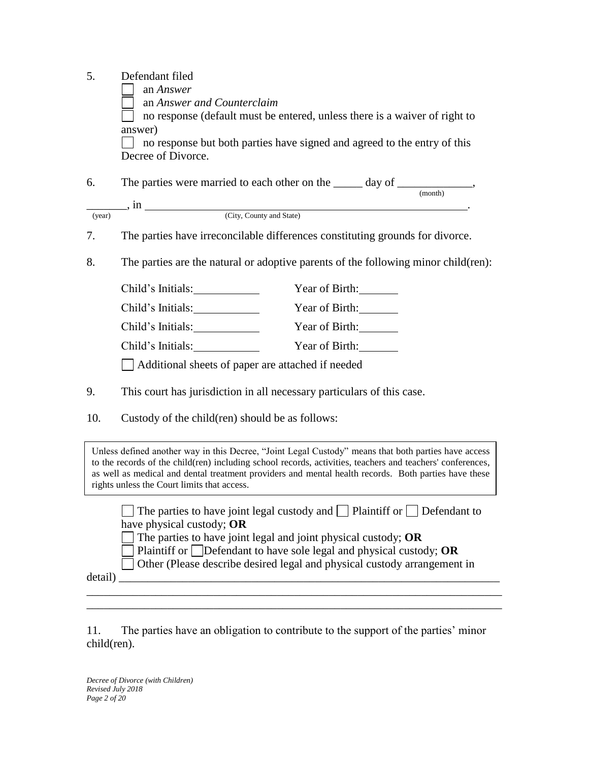5. Defendant filed

☐ an *Answer*

☐ an *Answer and Counterclaim*

☐ no response (default must be entered, unless there is a waiver of right to answer)

☐ no response but both parties have signed and agreed to the entry of this Decree of Divorce.

6. The parties were married to each other on the _____ day of _____________ (month), _______ (year), in _______________________________________________ (City, County and State).

7. The parties have irreconcilable differences constituting grounds for divorce.

8. The parties are the natural or adoptive parents of the following minor child(ren):

Child's Initials:___________ Year of Birth:_______

Child's Initials:___________ Year of Birth:_______

Child's Initials:___________ Year of Birth:_______

Child's Initials:___________ Year of Birth:_______

☐ Additional sheets of paper are attached if needed

9. This court has jurisdiction in all necessary particulars of this case.

10. Custody of the child(ren) should be as follows:

> Unless defined another way in this Decree, "Joint Legal Custody" means that both parties have access to the records of the child(ren) including school records, activities, teachers and teachers' conferences, as well as medical and dental treatment providers and mental health records. Both parties have these rights unless the Court limits that access.

☐ The parties to have joint legal custody and ☐ Plaintiff or ☐ Defendant to have physical custody; **OR**

☐ The parties to have joint legal and joint physical custody; **OR**

☐ Plaintiff or ☐ Defendant to have sole legal and physical custody; **OR**

☐ Other (Please describe desired legal and physical custody arrangement in detail) ______________________________________________________________

______________________________________________________________________

______________________________________________________________________

11. The parties have an obligation to contribute to the support of the parties' minor child(ren).

*Decree of Divorce (with Children)*
*Revised July 2018*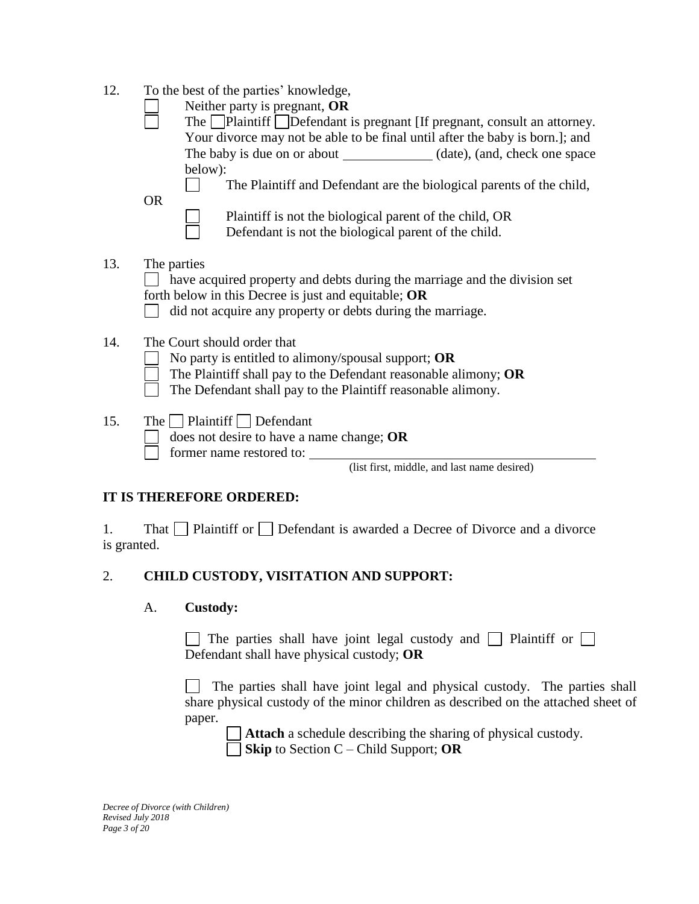12. To the best of the parties' knowledge,

    ☐ Neither party is pregnant, **OR**

    ☐ The ☐ Plaintiff ☐ Defendant is pregnant [If pregnant, consult an attorney. Your divorce may not be able to final until after the baby is born.]; and The baby is due on or about _____________ (date), (and, check one space below):

    ☐ The Plaintiff and Defendant are the biological parents of the child,

    OR

    ☐ Plaintiff is not the biological parent of the child, OR

    ☐ Defendant is not the biological parent of the child.

13. The parties

    ☐ have acquired property and debts during the marriage and the division set forth below in this Decree is just and equitable; **OR**

    ☐ did not acquire any property or debts during the marriage.

14. The Court should order that

    ☐ No party is entitled to alimony/spousal support; **OR**

    ☐ The Plaintiff shall pay to the Defendant reasonable alimony; **OR**

    ☐ The Defendant shall pay to the Plaintiff reasonable alimony.

15. The ☐ Plaintiff ☐ Defendant

    ☐ does not desire to have a name change; **OR**

    ☐ former name restored to: ____________________________________________

    (list first, middle, and last name desired)

**IT IS THEREFORE ORDERED:**

1. That ☐ Plaintiff or ☐ Defendant is awarded a Decree of Divorce and a divorce is granted.

2. **CHILD CUSTODY, VISITATION AND SUPPORT:**

   A. **Custody:**

   ☐ The parties shall have joint legal custody and ☐ Plaintiff or ☐ Defendant shall have physical custody; **OR**

   ☐ The parties shall have joint legal and physical custody. The parties shall share physical custody of the minor children as described on the attached sheet of paper.

   ☐ **Attach** a schedule describing the sharing of physical custody.

   ☐ **Skip** to Section C – Child Support; **OR**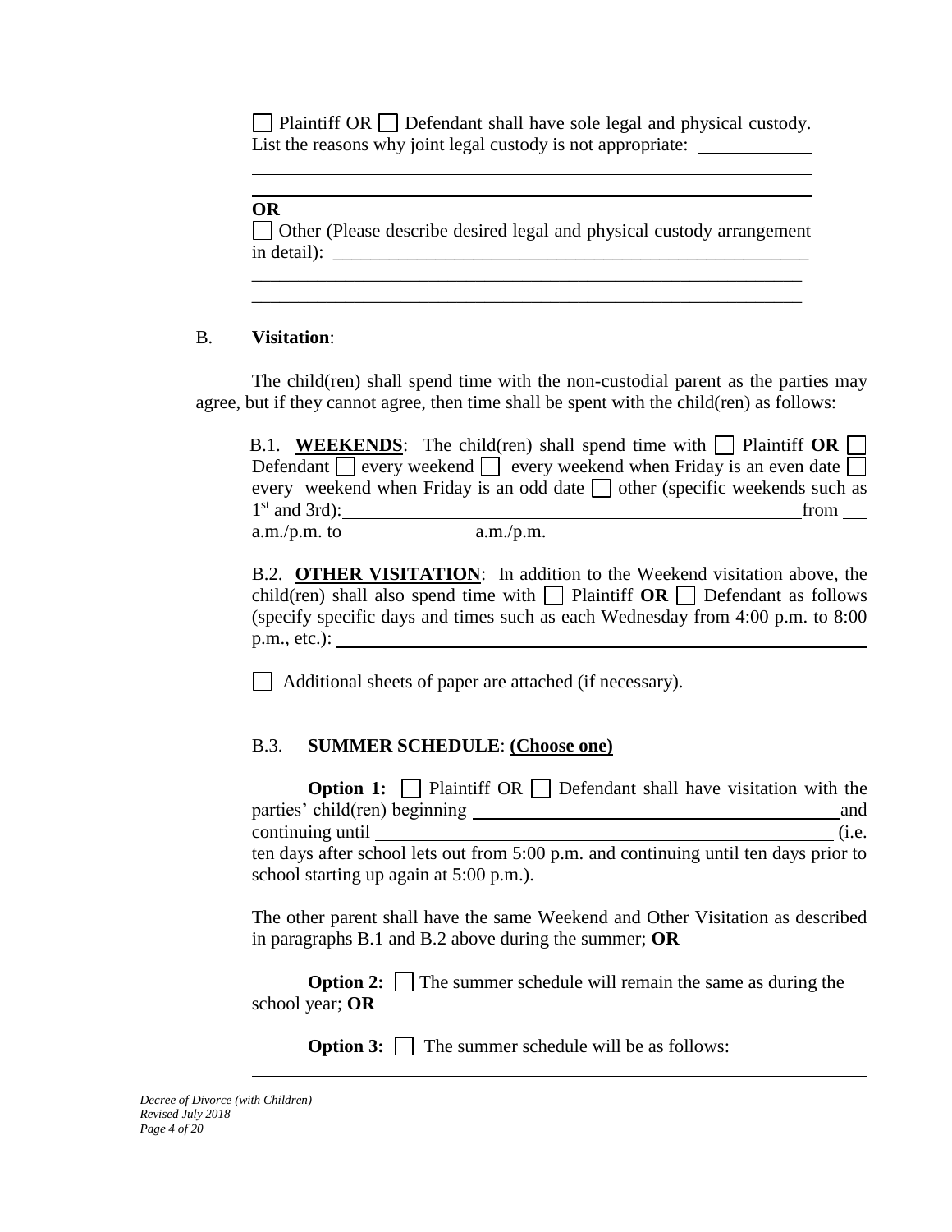☐ Plaintiff OR ☐ Defendant shall have sole legal and physical custody. List the reasons why joint legal custody is not appropriate: ____________

______________________________________________________________

______________________________________________________________

**OR**

☐ Other (Please describe desired legal and physical custody arrangement in detail): _____________________________________________________

______________________________________________________________

______________________________________________________________

B. **Visitation**:

The child(ren) shall spend time with the non-custodial parent as the parties may agree, but if they cannot agree, then time shall be spent with the child(ren) as follows:

B.1. **<u>WEEKENDS</u>**: The child(ren) shall spend time with ☐ Plaintiff **OR** ☐ Defendant ☐ every weekend ☐ every weekend when Friday is an even date ☐ every weekend when Friday is an odd date ☐ other (specific weekends such as 1st and 3rd):_____________________________________________from ___ a.m./p.m. to _____________a.m./p.m.

B.2. **<u>OTHER VISITATION</u>**: In addition to the Weekend visitation above, the child(ren) shall also spend time with ☐ Plaintiff **OR** ☐ Defendant as follows (specify specific days and times such as each Wednesday from 4:00 p.m. to 8:00 p.m., etc.): ______________________________________________________

______________________________________________________________

☐ Additional sheets of paper are attached (if necessary).

B.3. **SUMMER SCHEDULE**: **<u>(Choose one)</u>**

**Option 1:** ☐ Plaintiff OR ☐ Defendant shall have visitation with the parties' child(ren) beginning ________________________________________and continuing until _______________________________________________ (i.e. ten days after school lets out from 5:00 p.m. and continuing until ten days prior to school starting up again at 5:00 p.m.).

The other parent shall have the same Weekend and Other Visitation as described in paragraphs B.1 and B.2 above during the summer; **OR**

**Option 2:** ☐ The summer schedule will remain the same as during the school year; **OR**

**Option 3:** ☐ The summer schedule will be as follows:______________

______________________________________________________________

*Decree of Divorce (with Children)*
*Revised July 2018*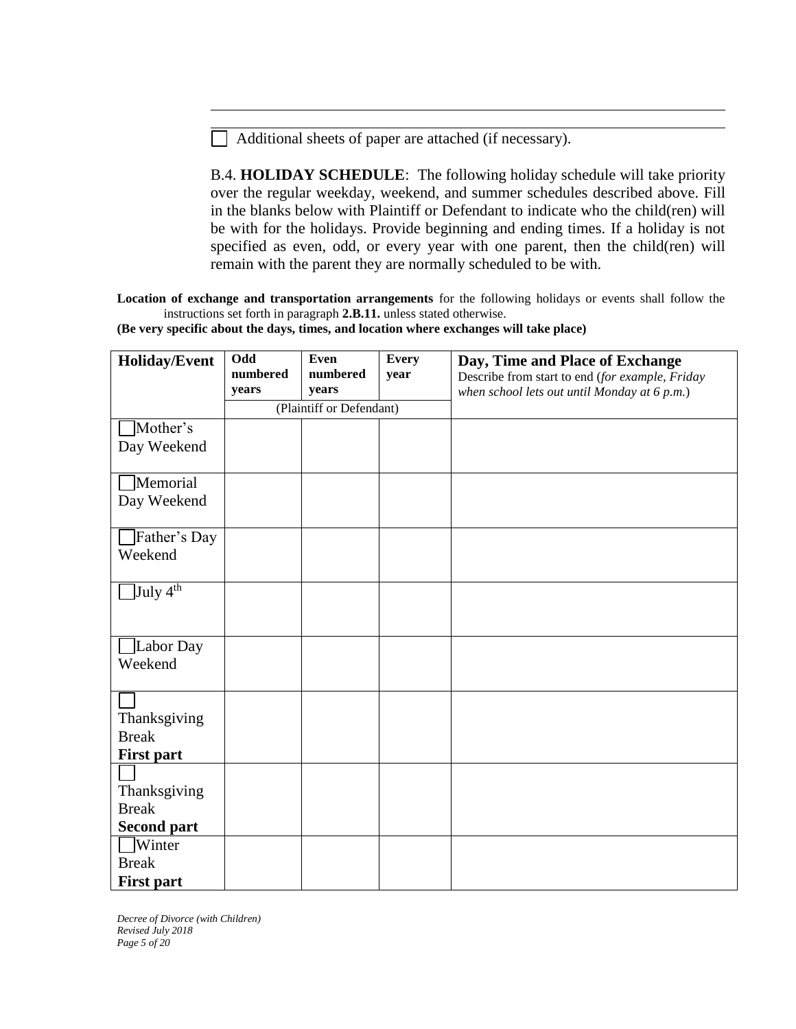☐ Additional sheets of paper are attached (if necessary).

B.4. **HOLIDAY SCHEDULE**: The following holiday schedule will take priority over the regular weekday, weekend, and summer schedules described above. Fill in the blanks below with Plaintiff or Defendant to indicate who the child(ren) will be with for the holidays. Provide beginning and ending times. If a holiday is not specified as even, odd, or every year with one parent, then the child(ren) will remain with the parent they are normally scheduled to be with.

**Location of exchange and transportation arrangements** for the following holidays or events shall follow the instructions set forth in paragraph **2.B.11.** unless stated otherwise.

**(Be very specific about the days, times, and location where exchanges will take place)**

| **Holiday/Event** | **Odd numbered years** | **Even numbered years** | **Every year** | **Day, Time and Place of Exchange** Describe from start to end (*for example, Friday when school lets out until Monday at 6 p.m.*) |
|---|---|---|---|---|
| | (Plaintiff or Defendant) | | | |
| ☐ Mother's Day Weekend | | | | |
| ☐ Memorial Day Weekend | | | | |
| ☐ Father's Day Weekend | | | | |
| ☐ July 4th | | | | |
| ☐ Labor Day Weekend | | | | |
| ☐ Thanksgiving Break **First part** | | | | |
| ☐ Thanksgiving Break **Second part** | | | | |
| ☐ Winter Break **First part** | | | | |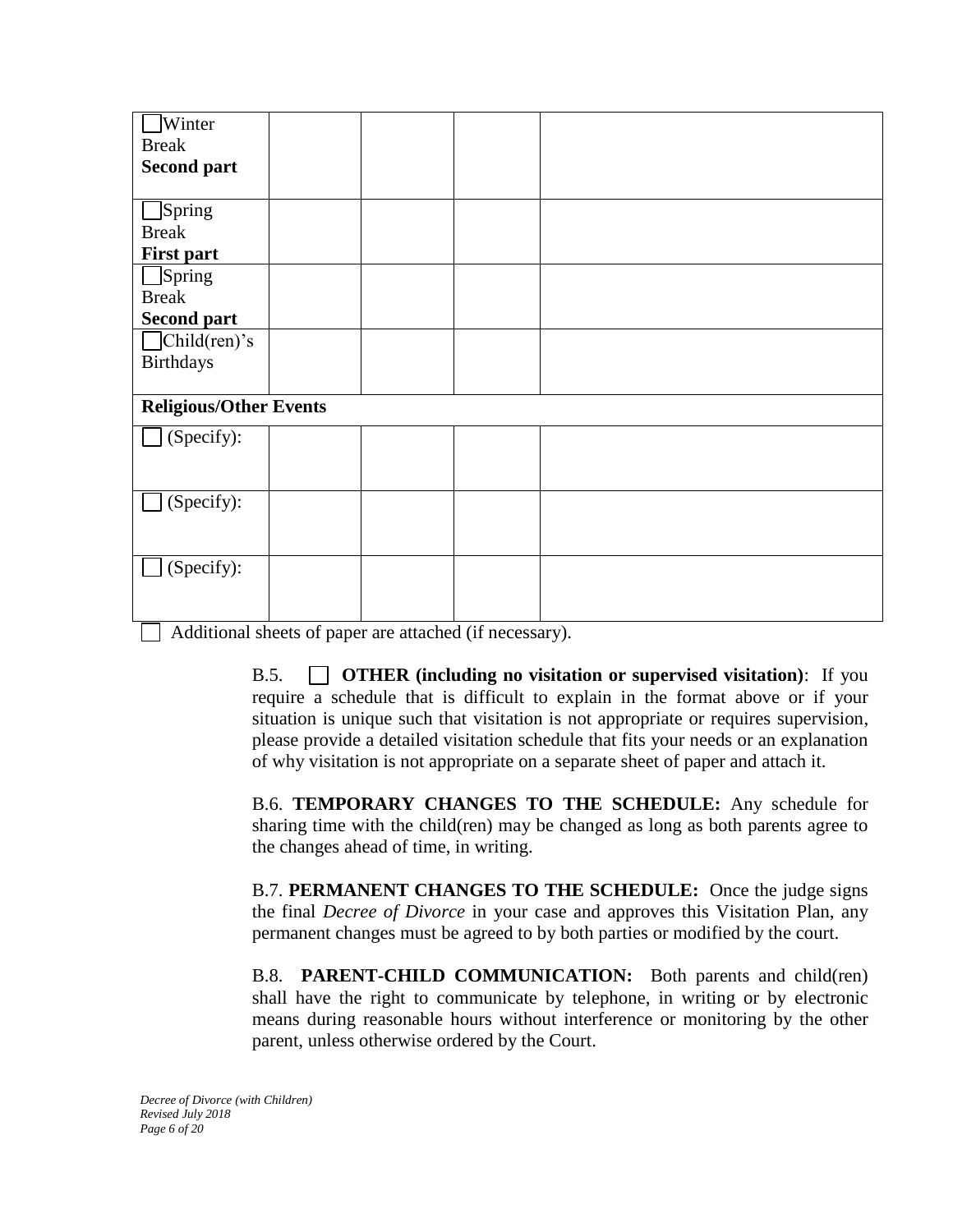|  |  |  |  |  |
|---|---|---|---|---|
| ☐ Winter Break **Second part** |  |  |  |  |
| ☐ Spring Break **First part** |  |  |  |  |
| ☐ Spring Break **Second part** |  |  |  |  |
| ☐ Child(ren)'s Birthdays |  |  |  |  |
| **Religious/Other Events** |  |  |  |  |
| ☐ (Specify): |  |  |  |  |
| ☐ (Specify): |  |  |  |  |
| ☐ (Specify): |  |  |  |  |

☐ Additional sheets of paper are attached (if necessary).

B.5. ☐ **OTHER (including no visitation or supervised visitation)**: If you require a schedule that is difficult to explain in the format above or if your situation is unique such that visitation is not appropriate or requires supervision, please provide a detailed visitation schedule that fits your needs or an explanation of why visitation is not appropriate on a separate sheet of paper and attach it.

B.6. **TEMPORARY CHANGES TO THE SCHEDULE:** Any schedule for sharing time with the child(ren) may be changed as long as both parents agree to the changes ahead of time, in writing.

B.7. **PERMANENT CHANGES TO THE SCHEDULE:** Once the judge signs the final *Decree of Divorce* in your case and approves this Visitation Plan, any permanent changes must be agreed to by both parties or modified by the court.

B.8. **PARENT-CHILD COMMUNICATION:** Both parents and child(ren) shall have the right to communicate by telephone, in writing or by electronic means during reasonable hours without interference or monitoring by the other parent, unless otherwise ordered by the Court.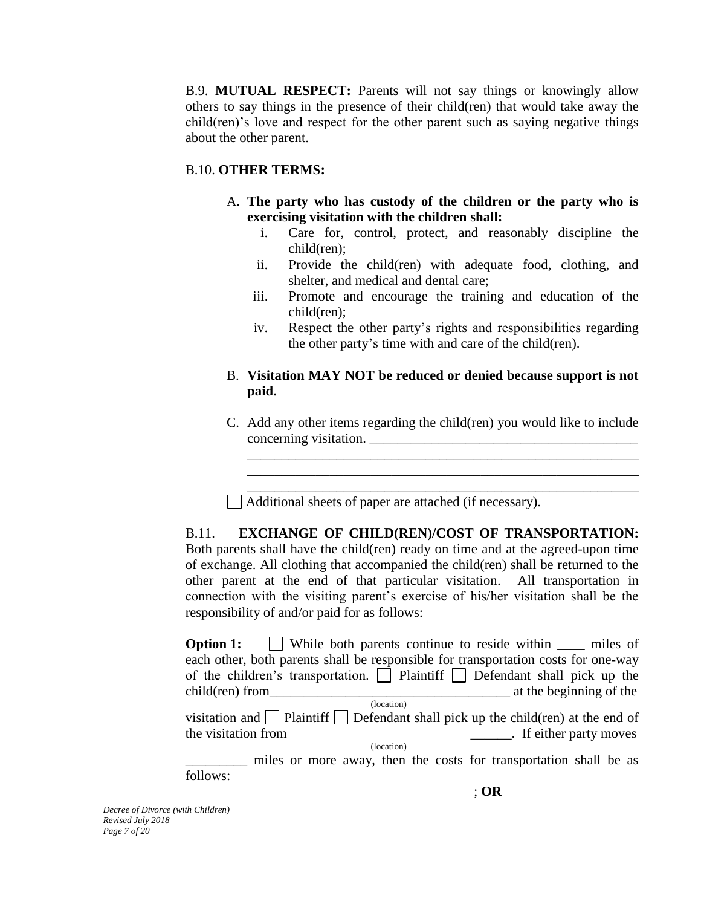B.9. **MUTUAL RESPECT:** Parents will not say things or knowingly allow others to say things in the presence of their child(ren) that would take away the child(ren)'s love and respect for the other parent such as saying negative things about the other parent.

B.10. **OTHER TERMS:**

A. **The party who has custody of the children or the party who is exercising visitation with the children shall:**
   - i. Care for, control, protect, and reasonably discipline the child(ren);
   - ii. Provide the child(ren) with adequate food, clothing, and shelter, and medical and dental care;
   - iii. Promote and encourage the training and education of the child(ren);
   - iv. Respect the other party's rights and responsibilities regarding the other party's time with and care of the child(ren).

B. **Visitation MAY NOT be reduced or denied because support is not paid.**

C. Add any other items regarding the child(ren) you would like to include concerning visitation. ________________________________________
________________________________________________________
________________________________________________________
________________________________________________________

☐ Additional sheets of paper are attached (if necessary).

B.11. **EXCHANGE OF CHILD(REN)/COST OF TRANSPORTATION:** Both parents shall have the child(ren) ready on time and at the agreed-upon time of exchange. All clothing that accompanied the child(ren) shall be returned to the other parent at the end of that particular visitation. All transportation in connection with the visiting parent's exercise of his/her visitation shall be the responsibility of and/or paid for as follows:

**Option 1:** ☐ While both parents continue to reside within ____ miles of each other, both parents shall be responsible for transportation costs for one-way of the children's transportation. ☐ Plaintiff ☐ Defendant shall pick up the child(ren) from__________________________________ at the beginning of the
(location)
visitation and ☐ Plaintiff ☐ Defendant shall pick up the child(ren) at the end of the visitation from ________________________________. If either party moves
(location)
_________ miles or more away, then the costs for transportation shall be as follows:_____________________________________________________________
________________________________________; **OR**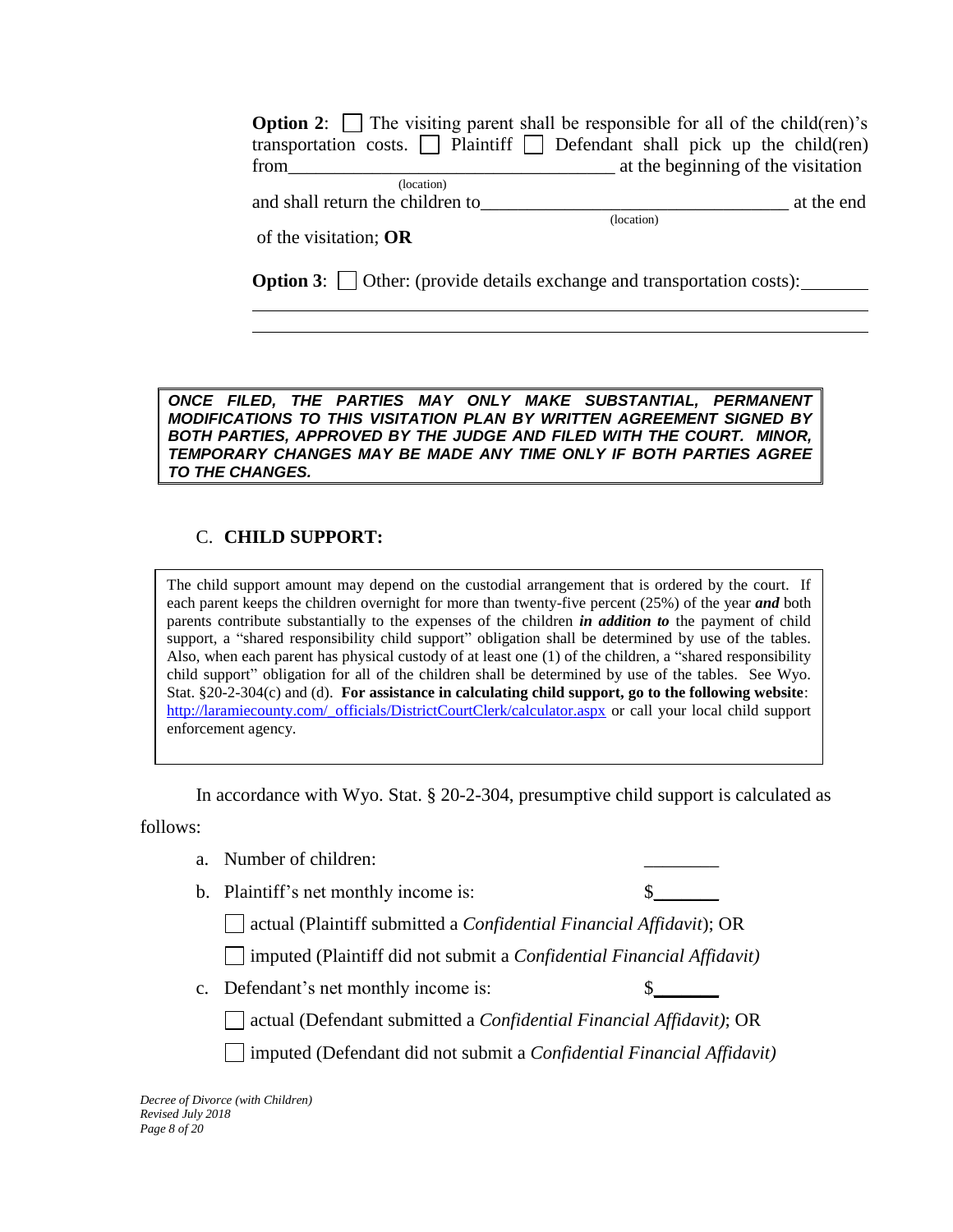**Option 2**: ☐ The visiting parent shall be responsible for all of the child(ren)'s transportation costs. ☐ Plaintiff ☐ Defendant shall pick up the child(ren) from\_\_\_\_\_\_\_\_\_\_\_\_\_\_\_\_\_\_\_\_\_\_\_\_\_\_\_\_\_\_\_\_\_\_\_\_ (location) at the beginning of the visitation and shall return the children to\_\_\_\_\_\_\_\_\_\_\_\_\_\_\_\_\_\_\_\_\_\_\_\_\_\_\_\_\_\_\_\_\_\_ (location) at the end of the visitation; **OR**

**Option 3**: ☐ Other: (provide details exchange and transportation costs):\_\_\_\_\_\_\_\_

\_\_\_\_\_\_\_\_\_\_\_\_\_\_\_\_\_\_\_\_\_\_\_\_\_\_\_\_\_\_\_\_\_\_\_\_\_\_\_\_\_\_\_\_\_\_\_\_\_\_\_\_\_\_\_\_\_\_\_\_\_\_\_\_\_\_

\_\_\_\_\_\_\_\_\_\_\_\_\_\_\_\_\_\_\_\_\_\_\_\_\_\_\_\_\_\_\_\_\_\_\_\_\_\_\_\_\_\_\_\_\_\_\_\_\_\_\_\_\_\_\_\_\_\_\_\_\_\_\_\_\_\_

***ONCE FILED, THE PARTIES MAY ONLY MAKE SUBSTANTIAL, PERMANENT MODIFICATIONS TO THIS VISITATION PLAN BY WRITTEN AGREEMENT SIGNED BY BOTH PARTIES, APPROVED BY THE JUDGE AND FILED WITH THE COURT. MINOR, TEMPORARY CHANGES MAY BE MADE ANY TIME ONLY IF BOTH PARTIES AGREE TO THE CHANGES.***

## C. CHILD SUPPORT:

The child support amount may depend on the custodial arrangement that is ordered by the court. If each parent keeps the children overnight for more than twenty-five percent (25%) of the year ***and*** both parents contribute substantially to the expenses of the children ***in addition to*** the payment of child support, a "shared responsibility child support" obligation shall be determined by use of the tables. Also, when each parent has physical custody of at least one (1) of the children, a "shared responsibility child support" obligation for all of the children shall be determined by use of the tables. See Wyo. Stat. §20-2-304(c) and (d). **For assistance in calculating child support, go to the following website**: http://laramiecounty.com/_officials/DistrictCourtClerk/calculator.aspx or call your local child support enforcement agency.

In accordance with Wyo. Stat. § 20-2-304, presumptive child support is calculated as follows:

a. Number of children: \_\_\_\_\_\_\_\_

b. Plaintiff's net monthly income is: $\_\_\_\_\_\_\_

☐ actual (Plaintiff submitted a *Confidential Financial Affidavit*); OR

☐ imputed (Plaintiff did not submit a *Confidential Financial Affidavit)*

c. Defendant's net monthly income is: $\_\_\_\_\_\_\_

☐ actual (Defendant submitted a *Confidential Financial Affidavit)*; OR

☐ imputed (Defendant did not submit a *Confidential Financial Affidavit)*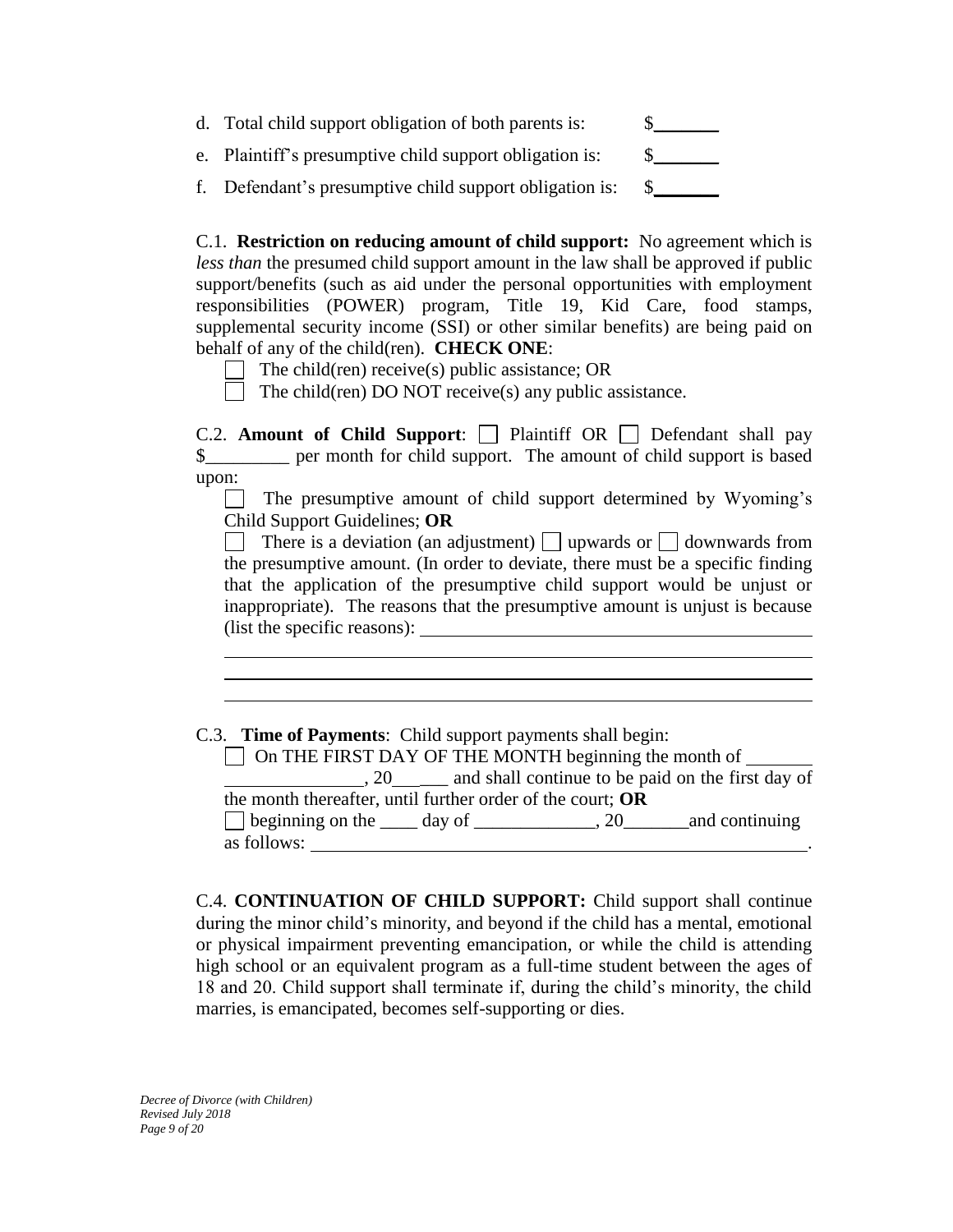d. Total child support obligation of both parents is: $_______

e. Plaintiff's presumptive child support obligation is: $_______

f. Defendant's presumptive child support obligation is: $_______

C.1. **Restriction on reducing amount of child support:** No agreement which is *less than* the presumed child support amount in the law shall be approved if public support/benefits (such as aid under the personal opportunities with employment responsibilities (POWER) program, Title 19, Kid Care, food stamps, supplemental security income (SSI) or other similar benefits) are being paid on behalf of any of the child(ren). **CHECK ONE**:

☐ The child(ren) receive(s) public assistance; OR

☐ The child(ren) DO NOT receive(s) any public assistance.

C.2. **Amount of Child Support**: ☐ Plaintiff OR ☐ Defendant shall pay $_________ per month for child support. The amount of child support is based upon:

☐ The presumptive amount of child support determined by Wyoming's Child Support Guidelines; **OR**

☐ There is a deviation (an adjustment) ☐ upwards or ☐ downwards from the presumptive amount. (In order to deviate, there must be a specific finding that the application of the presumptive child support would be unjust or inappropriate). The reasons that the presumptive amount is unjust is because (list the specific reasons): ____________________________________________

_______________________________________________________________

_______________________________________________________________

_______________________________________________________________

C.3. **Time of Payments**: Child support payments shall begin:

☐ On THE FIRST DAY OF THE MONTH beginning the month of _______ _______________, 20______ and shall continue to be paid on the first day of the month thereafter, until further order of the court; **OR**

☐ beginning on the ____ day of _____________, 20_______and continuing as follows: _______________________________________________________.

C.4. **CONTINUATION OF CHILD SUPPORT:** Child support shall continue during the minor child's minority, and beyond if the child has a mental, emotional or physical impairment preventing emancipation, or while the child is attending high school or an equivalent program as a full-time student between the ages of 18 and 20. Child support shall terminate if, during the child's minority, the child marries, is emancipated, becomes self-supporting or dies.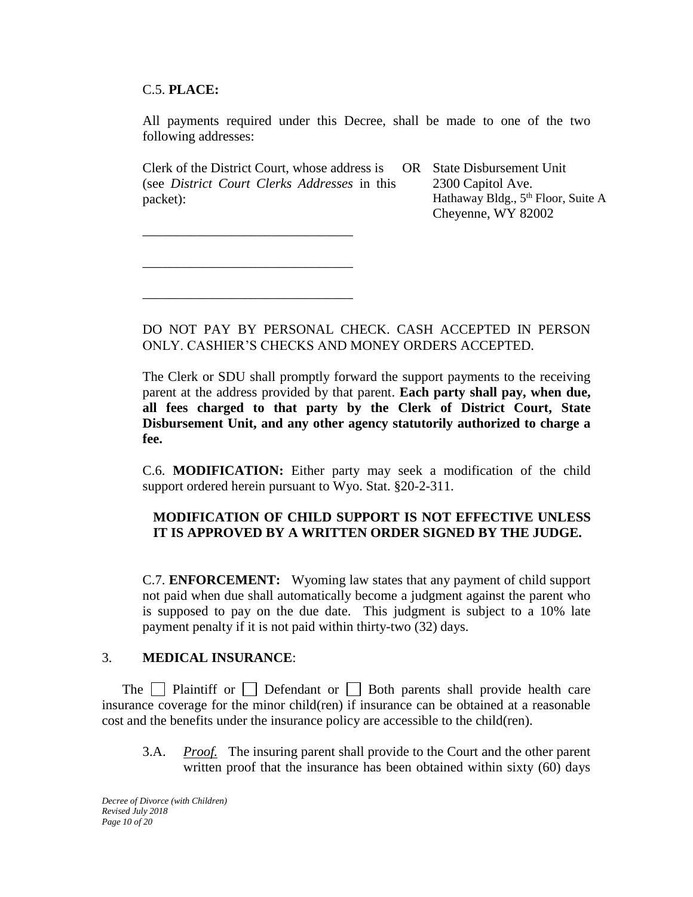C.5. **PLACE:**

All payments required under this Decree, shall be made to one of the two following addresses:

| Clerk of the District Court, whose address is (see *District Court Clerks Addresses* in this packet): | OR | State Disbursement Unit<br>2300 Capitol Ave.<br>Hathaway Bldg., 5th Floor, Suite A<br>Cheyenne, WY 82002 |
|---|---|---|

_______________________________

_______________________________

_______________________________

DO NOT PAY BY PERSONAL CHECK. CASH ACCEPTED IN PERSON ONLY. CASHIER'S CHECKS AND MONEY ORDERS ACCEPTED.

The Clerk or SDU shall promptly forward the support payments to the receiving parent at the address provided by that parent. **Each party shall pay, when due, all fees charged to that party by the Clerk of District Court, State Disbursement Unit, and any other agency statutorily authorized to charge a fee.**

C.6. **MODIFICATION:** Either party may seek a modification of the child support ordered herein pursuant to Wyo. Stat. §20-2-311.

**MODIFICATION OF CHILD SUPPORT IS NOT EFFECTIVE UNLESS IT IS APPROVED BY A WRITTEN ORDER SIGNED BY THE JUDGE.**

C.7. **ENFORCEMENT:** Wyoming law states that any payment of child support not paid when due shall automatically become a judgment against the parent who is supposed to pay on the due date. This judgment is subject to a 10% late payment penalty if it is not paid within thirty-two (32) days.

3. **MEDICAL INSURANCE**:

The ☐ Plaintiff or ☐ Defendant or ☐ Both parents shall provide health care insurance coverage for the minor child(ren) if insurance can be obtained at a reasonable cost and the benefits under the insurance policy are accessible to the child(ren).

3.A. *Proof.* The insuring parent shall provide to the Court and the other parent written proof that the insurance has been obtained within sixty (60) days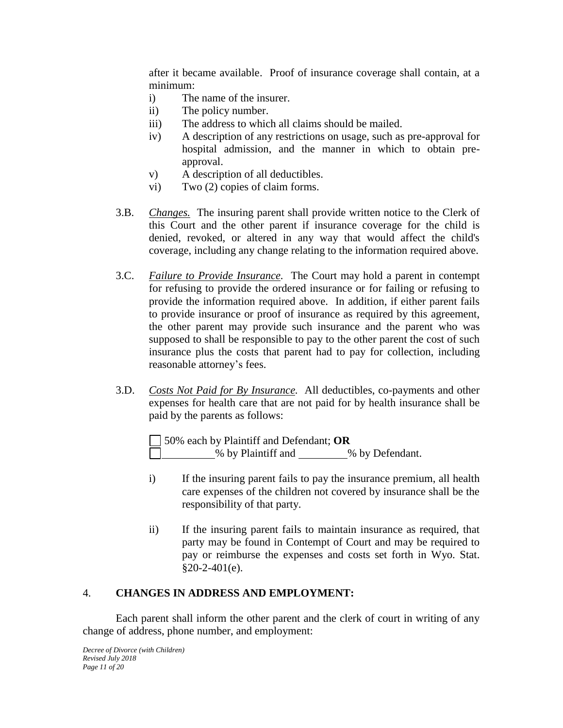after it became available. Proof of insurance coverage shall contain, at a minimum:

i) The name of the insurer.
ii) The policy number.
iii) The address to which all claims should be mailed.
iv) A description of any restrictions on usage, such as pre-approval for hospital admission, and the manner in which to obtain pre-approval.
v) A description of all deductibles.
vi) Two (2) copies of claim forms.

3.B. *Changes.* The insuring parent shall provide written notice to the Clerk of this Court and the other parent if insurance coverage for the child is denied, revoked, or altered in any way that would affect the child's coverage, including any change relating to the information required above.

3.C. *Failure to Provide Insurance.* The Court may hold a parent in contempt for refusing to provide the ordered insurance or for failing or refusing to provide the information required above. In addition, if either parent fails to provide insurance or proof of insurance as required by this agreement, the other parent may provide such insurance and the parent who was supposed to shall be responsible to pay to the other parent the cost of such insurance plus the costs that parent had to pay for collection, including reasonable attorney's fees.

3.D. *Costs Not Paid for By Insurance.* All deductibles, co-payments and other expenses for health care that are not paid for by health insurance shall be paid by the parents as follows:

☐ 50% each by Plaintiff and Defendant; **OR**
☐ _________% by Plaintiff and _________% by Defendant.

i) If the insuring parent fails to pay the insurance premium, all health care expenses of the children not covered by insurance shall be the responsibility of that party.

ii) If the insuring parent fails to maintain insurance as required, that party may be found in Contempt of Court and may be required to pay or reimburse the expenses and costs set forth in Wyo. Stat. §20-2-401(e).

## 4. **CHANGES IN ADDRESS AND EMPLOYMENT:**

Each parent shall inform the other parent and the clerk of court in writing of any change of address, phone number, and employment: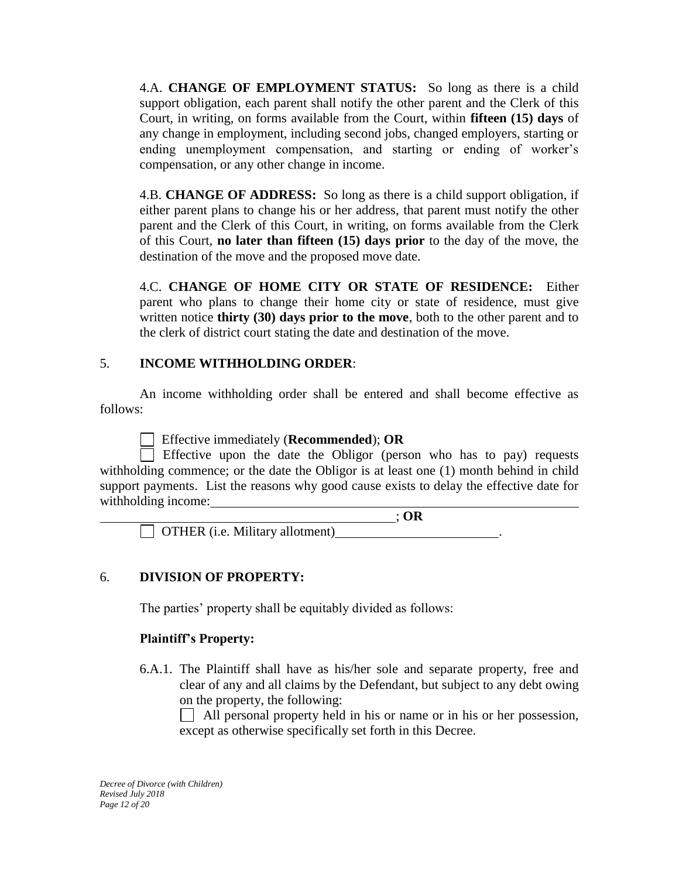4.A. **CHANGE OF EMPLOYMENT STATUS:** So long as there is a child support obligation, each parent shall notify the other parent and the Clerk of this Court, in writing, on forms available from the Court, within **fifteen (15) days** of any change in employment, including second jobs, changed employers, starting or ending unemployment compensation, and starting or ending of worker's compensation, or any other change in income.

4.B. **CHANGE OF ADDRESS:** So long as there is a child support obligation, if either parent plans to change his or her address, that parent must notify the other parent and the Clerk of this Court, in writing, on forms available from the Clerk of this Court, **no later than fifteen (15) days prior** to the day of the move, the destination of the move and the proposed move date.

4.C. **CHANGE OF HOME CITY OR STATE OF RESIDENCE:** Either parent who plans to change their home city or state of residence, must give written notice **thirty (30) days prior to the move**, both to the other parent and to the clerk of district court stating the date and destination of the move.

## 5. INCOME WITHHOLDING ORDER:

An income withholding order shall be entered and shall become effective as follows:

☐ Effective immediately (**Recommended**); **OR**

☐ Effective upon the date the Obligor (person who has to pay) requests withholding commence; or the date the Obligor is at least one (1) month behind in child support payments. List the reasons why good cause exists to delay the effective date for withholding income:______________________________________________________________
______________________________________________; **OR**

☐ OTHER (i.e. Military allotment)__________________________.

## 6. DIVISION OF PROPERTY:

The parties' property shall be equitably divided as follows:

**Plaintiff's Property:**

6.A.1. The Plaintiff shall have as his/her sole and separate property, free and clear of any and all claims by the Defendant, but subject to any debt owing on the property, the following:

☐ All personal property held in his or name or in his or her possession, except as otherwise specifically set forth in this Decree.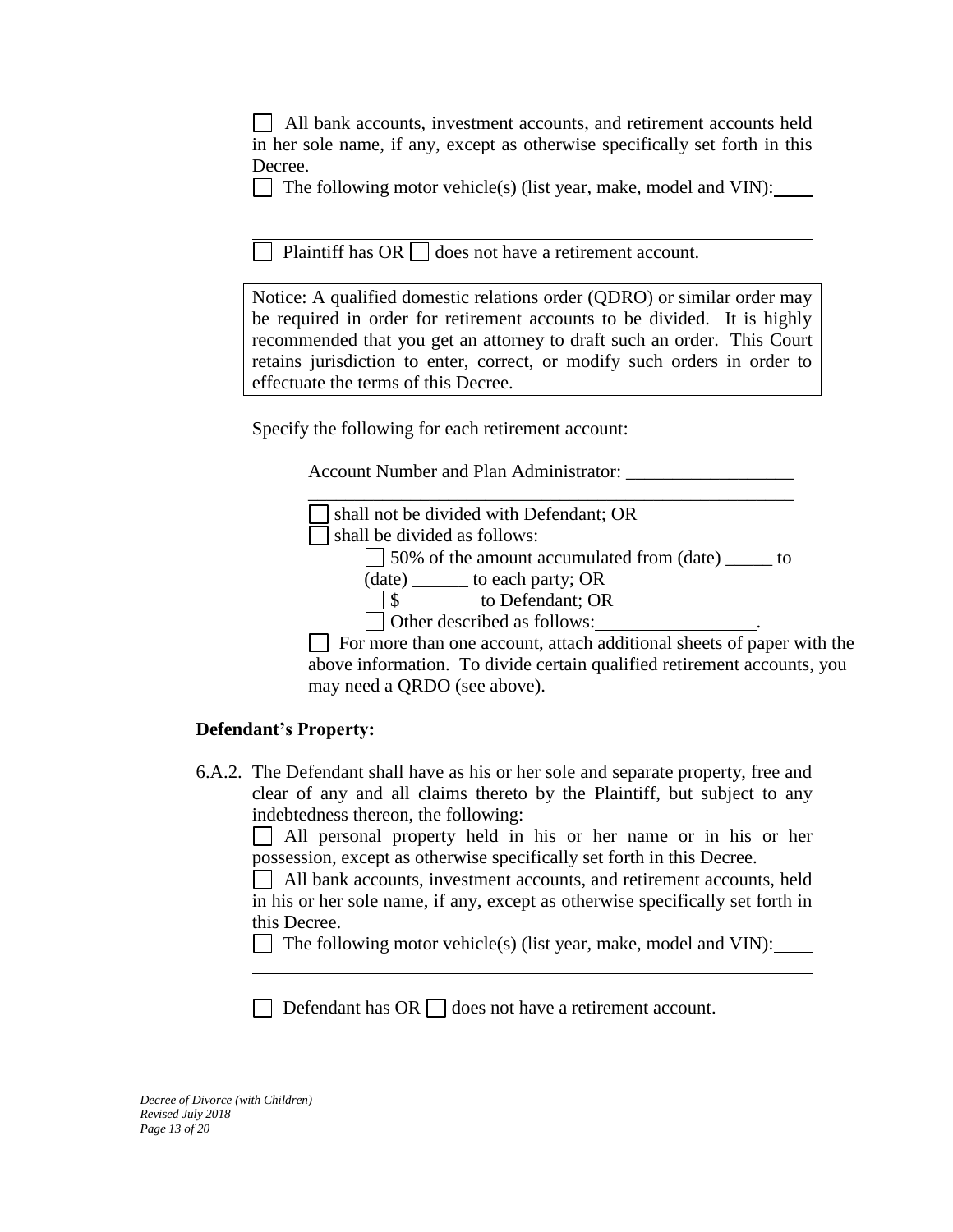☐ All bank accounts, investment accounts, and retirement accounts held in her sole name, if any, except as otherwise specifically set forth in this Decree.

☐ The following motor vehicle(s) (list year, make, model and VIN): ____

______________________________________________________________

______________________________________________________________

☐ Plaintiff has OR ☐ does not have a retirement account.

> Notice: A qualified domestic relations order (QDRO) or similar order may be required in order for retirement accounts to be divided. It is highly recommended that you get an attorney to draft such an order. This Court retains jurisdiction to enter, correct, or modify such orders in order to effectuate the terms of this Decree.

Specify the following for each retirement account:

Account Number and Plan Administrator: __________________

______________________________________________________

☐ shall not be divided with Defendant; OR

☐ shall be divided as follows:

☐ 50% of the amount accumulated from (date) _____ to (date) ______ to each party; OR

☐ $________ to Defendant; OR

☐ Other described as follows:_________________.

☐ For more than one account, attach additional sheets of paper with the above information. To divide certain qualified retirement accounts, you may need a QRDO (see above).

**Defendant's Property:**

6.A.2. The Defendant shall have as his or her sole and separate property, free and clear of any and all claims thereto by the Plaintiff, but subject to any indebtedness thereon, the following:

☐ All personal property held in his or her name or in his or her possession, except as otherwise specifically set forth in this Decree.

☐ All bank accounts, investment accounts, and retirement accounts, held in his or her sole name, if any, except as otherwise specifically set forth in this Decree.

☐ The following motor vehicle(s) (list year, make, model and VIN): ____

______________________________________________________________

______________________________________________________________

☐ Defendant has OR ☐ does not have a retirement account.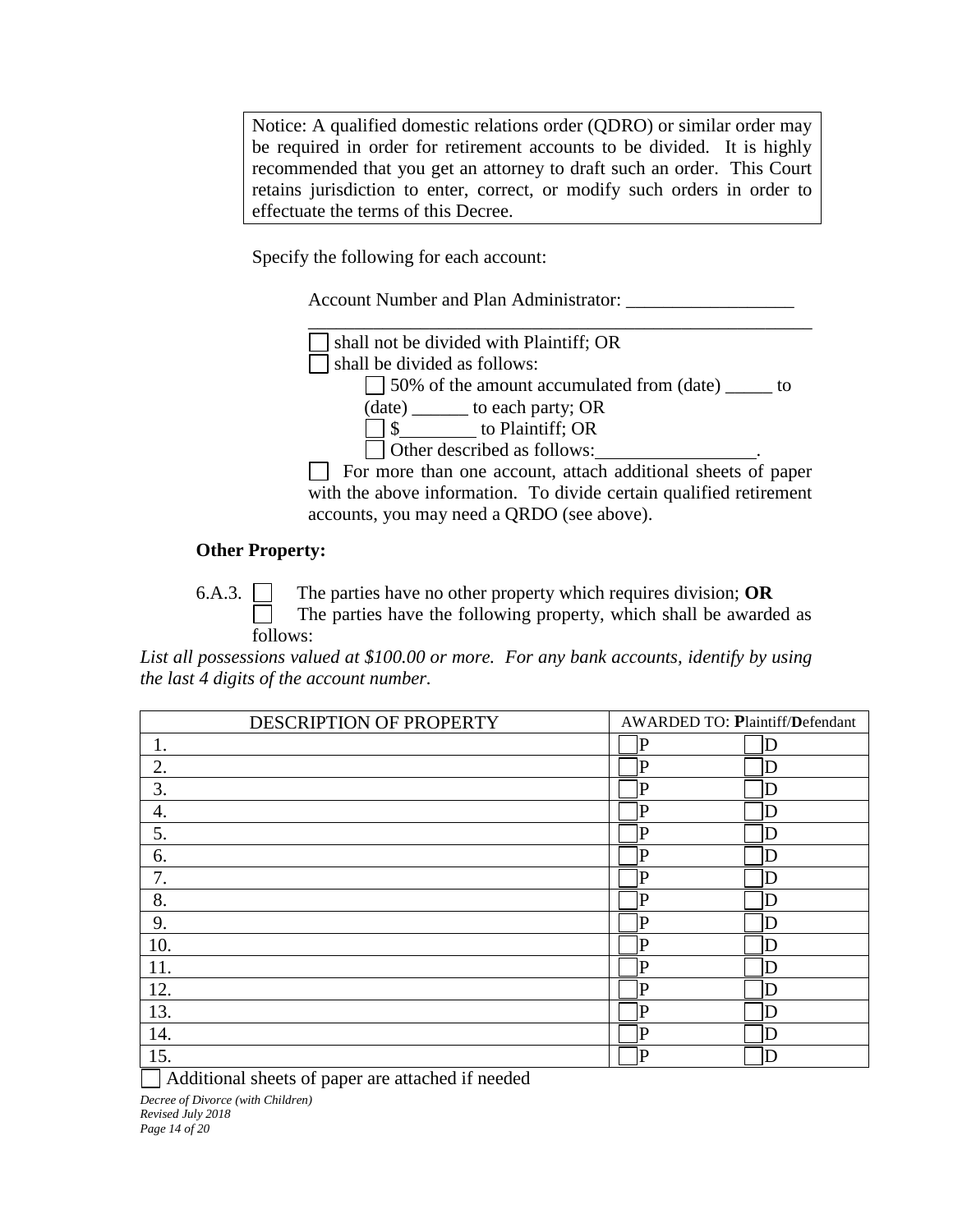> Notice: A qualified domestic relations order (QDRO) or similar order may be required in order for retirement accounts to be divided. It is highly recommended that you get an attorney to draft such an order. This Court retains jurisdiction to enter, correct, or modify such orders in order to effectuate the terms of this Decree.

Specify the following for each account:

Account Number and Plan Administrator: __________________
__________________________________________________________

☐ shall not be divided with Plaintiff; OR
☐ shall be divided as follows:
  ☐ 50% of the amount accumulated from (date) _____ to (date) ______ to each party; OR
  ☐ $________ to Plaintiff; OR
  ☐ Other described as follows:_________________.

☐ For more than one account, attach additional sheets of paper with the above information. To divide certain qualified retirement accounts, you may need a QRDO (see above).

**Other Property:**

6.A.3. ☐ The parties have no other property which requires division; **OR**
☐ The parties have the following property, which shall be awarded as follows:

*List all possessions valued at $100.00 or more. For any bank accounts, identify by using the last 4 digits of the account number.*

| DESCRIPTION OF PROPERTY | AWARDED TO: **P**laintiff/**D**efendant | |
|---|---|---|
| 1. | ☐ P | ☐ D |
| 2. | ☐ P | ☐ D |
| 3. | ☐ P | ☐ D |
| 4. | ☐ P | ☐ D |
| 5. | ☐ P | ☐ D |
| 6. | ☐ P | ☐ D |
| 7. | ☐ P | ☐ D |
| 8. | ☐ P | ☐ D |
| 9. | ☐ P | ☐ D |
| 10. | ☐ P | ☐ D |
| 11. | ☐ P | ☐ D |
| 12. | ☐ P | ☐ D |
| 13. | ☐ P | ☐ D |
| 14. | ☐ P | ☐ D |
| 15. | ☐ P | ☐ D |

☐ Additional sheets of paper are attached if needed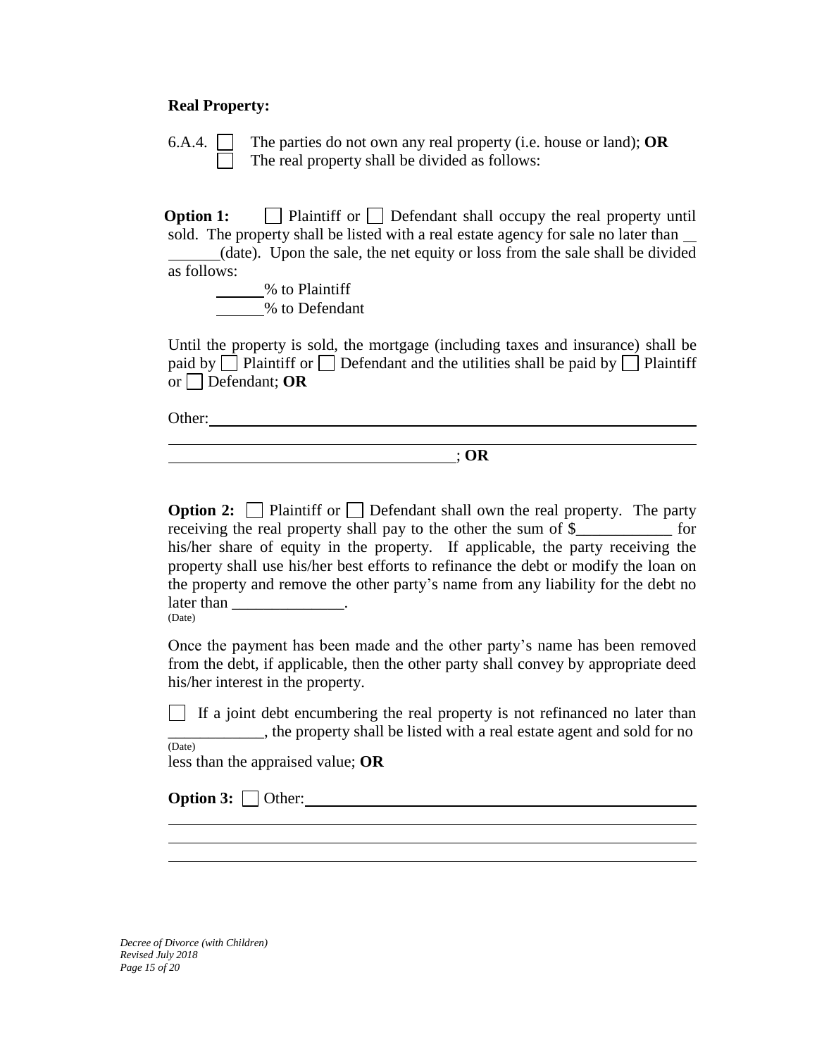**Real Property:**

6.A.4. ☐ The parties do not own any real property (i.e. house or land); **OR**
☐ The real property shall be divided as follows:

**Option 1:** ☐ Plaintiff or ☐ Defendant shall occupy the real property until sold. The property shall be listed with a real estate agency for sale no later than ________ (date). Upon the sale, the net equity or loss from the sale shall be divided as follows:

______% to Plaintiff
______% to Defendant

Until the property is sold, the mortgage (including taxes and insurance) shall be paid by ☐ Plaintiff or ☐ Defendant and the utilities shall be paid by ☐ Plaintiff or ☐ Defendant; **OR**

Other: ______________________________________________________________
______________________________________________________________________
____________________________________; **OR**

**Option 2:** ☐ Plaintiff or ☐ Defendant shall own the real property. The party receiving the real property shall pay to the other the sum of $____________ for his/her share of equity in the property. If applicable, the party receiving the property shall use his/her best efforts to refinance the debt or modify the loan on the property and remove the other party's name from any liability for the debt no later than ______________.
(Date)

Once the payment has been made and the other party's name has been removed from the debt, if applicable, then the other party shall convey by appropriate deed his/her interest in the property.

☐ If a joint debt encumbering the real property is not refinanced no later than ____________, the property shall be listed with a real estate agent and sold for no
(Date)
less than the appraised value; **OR**

**Option 3:** ☐ Other: _______________________________________________________
______________________________________________________________________
______________________________________________________________________
______________________________________________________________________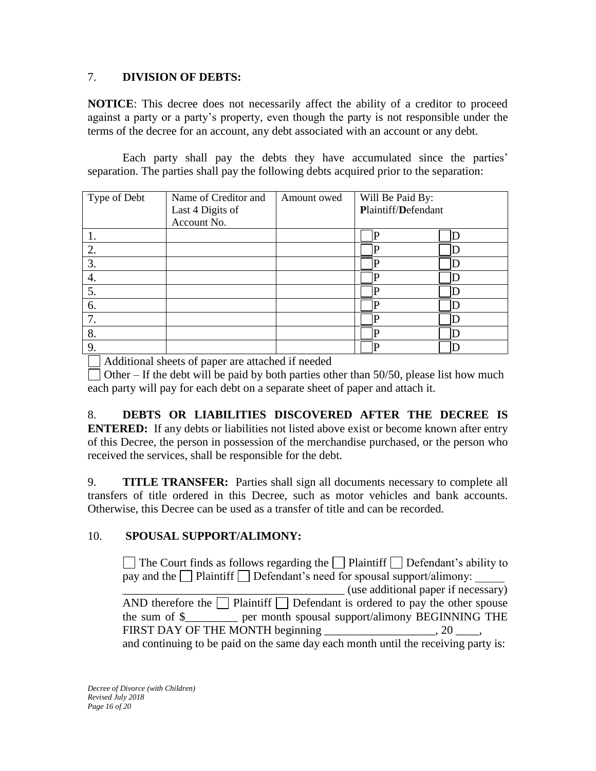7. **DIVISION OF DEBTS:**

**NOTICE**: This decree does not necessarily affect the ability of a creditor to proceed against a party or a party's property, even though the party is not responsible under the terms of the decree for an account, any debt associated with an account or any debt.

Each party shall pay the debts they have accumulated since the parties' separation. The parties shall pay the following debts acquired prior to the separation:

| Type of Debt | Name of Creditor and Last 4 Digits of Account No. | Amount owed | Will Be Paid By: **P**laintiff/**D**efendant |
|---|---|---|---|
| 1. | | | ☐P ☐D |
| 2. | | | ☐P ☐D |
| 3. | | | ☐P ☐D |
| 4. | | | ☐P ☐D |
| 5. | | | ☐P ☐D |
| 6. | | | ☐P ☐D |
| 7. | | | ☐P ☐D |
| 8. | | | ☐P ☐D |
| 9. | | | ☐P ☐D |

☐ Additional sheets of paper are attached if needed

☐ Other – If the debt will be paid by both parties other than 50/50, please list how much each party will pay for each debt on a separate sheet of paper and attach it.

8. **DEBTS OR LIABILITIES DISCOVERED AFTER THE DECREE IS ENTERED:** If any debts or liabilities not listed above exist or become known after entry of this Decree, the person in possession of the merchandise purchased, or the person who received the services, shall be responsible for the debt.

9. **TITLE TRANSFER:** Parties shall sign all documents necessary to complete all transfers of title ordered in this Decree, such as motor vehicles and bank accounts. Otherwise, this Decree can be used as a transfer of title and can be recorded.

10. **SPOUSAL SUPPORT/ALIMONY:**

☐ The Court finds as follows regarding the ☐ Plaintiff ☐ Defendant's ability to pay and the ☐ Plaintiff ☐ Defendant's need for spousal support/alimony: _____
_______________________________________ (use additional paper if necessary)
AND therefore the ☐ Plaintiff ☐ Defendant is ordered to pay the other spouse the sum of $_________ per month spousal support/alimony BEGINNING THE FIRST DAY OF THE MONTH beginning ___________________, 20 ____, and continuing to be paid on the same day each month until the receiving party is: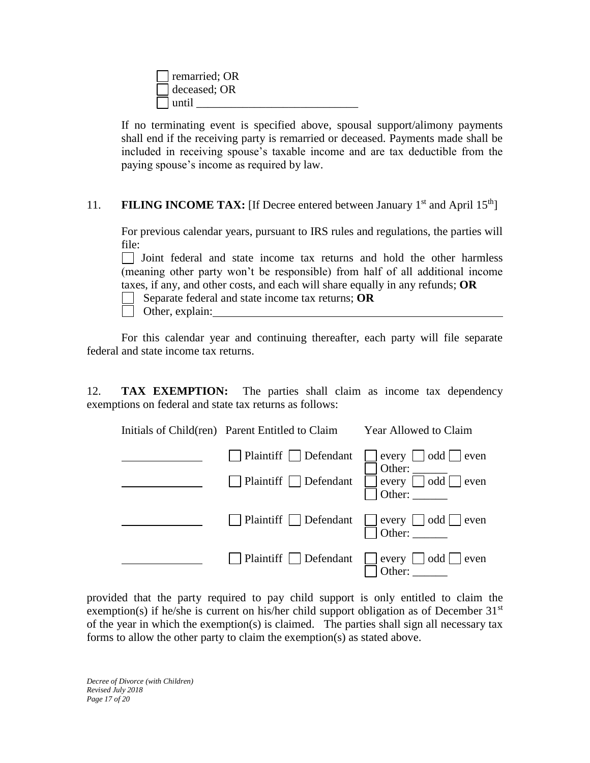☐ remarried; OR
☐ deceased; OR
☐ until ___________________________

If no terminating event is specified above, spousal support/alimony payments shall end if the receiving party is remarried or deceased. Payments made shall be included in receiving spouse's taxable income and are tax deductible from the paying spouse's income as required by law.

11. **FILING INCOME TAX:** [If Decree entered between January 1st and April 15th]

For previous calendar years, pursuant to IRS rules and regulations, the parties will file:

☐ Joint federal and state income tax returns and hold the other harmless (meaning other party won't be responsible) from half of all additional income taxes, if any, and other costs, and each will share equally in any refunds; **OR**
☐ Separate federal and state income tax returns; **OR**
☐ Other, explain: ___________________________

For this calendar year and continuing thereafter, each party will file separate federal and state income tax returns.

12. **TAX EXEMPTION:** The parties shall claim as income tax dependency exemptions on federal and state tax returns as follows:

| Initials of Child(ren) | Parent Entitled to Claim | Year Allowed to Claim |
|---|---|---|
| ___________ | ☐ Plaintiff ☐ Defendant | ☐ every ☐ odd ☐ even ☐ Other: ______ |
| ___________ | ☐ Plaintiff ☐ Defendant | ☐ every ☐ odd ☐ even ☐ Other: ______ |
| ___________ | ☐ Plaintiff ☐ Defendant | ☐ every ☐ odd ☐ even ☐ Other: ______ |
| ___________ | ☐ Plaintiff ☐ Defendant | ☐ every ☐ odd ☐ even ☐ Other: ______ |

provided that the party required to pay child support is only entitled to claim the exemption(s) if he/she is current on his/her child support obligation as of December 31st of the year in which the exemption(s) is claimed. The parties shall sign all necessary tax forms to allow the other party to claim the exemption(s) as stated above.

*Decree of Divorce (with Children)*
*Revised July 2018*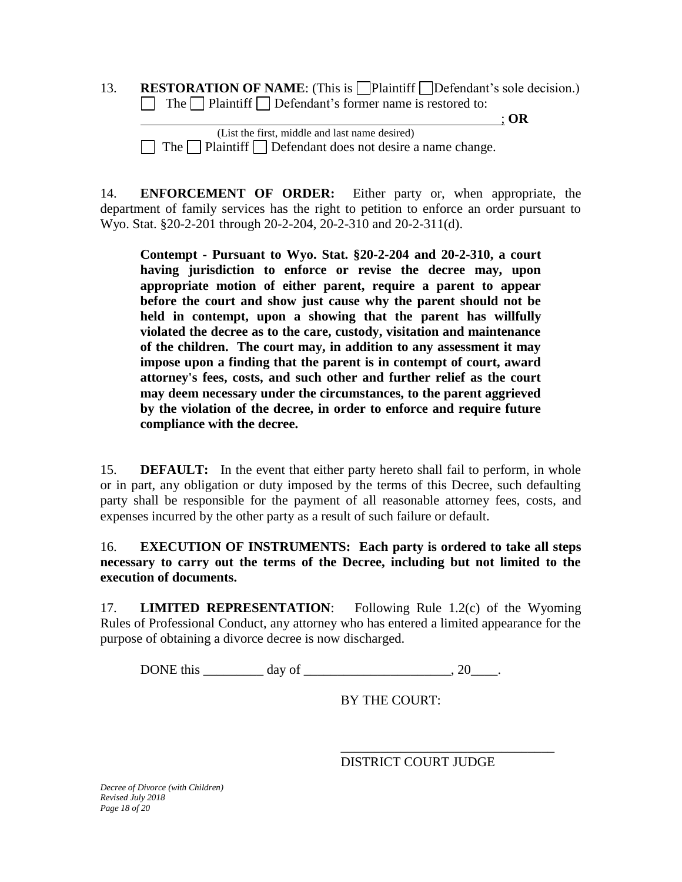13. **RESTORATION OF NAME**: (This is ☐ Plaintiff ☐ Defendant's sole decision.)

☐ The ☐ Plaintiff ☐ Defendant's former name is restored to:

_______________________________________________________________; **OR**

(List the first, middle and last name desired)

☐ The ☐ Plaintiff ☐ Defendant does not desire a name change.

14. **ENFORCEMENT OF ORDER:** Either party or, when appropriate, the department of family services has the right to petition to enforce an order pursuant to Wyo. Stat. §20-2-201 through 20-2-204, 20-2-310 and 20-2-311(d).

> **Contempt - Pursuant to Wyo. Stat. §20-2-204 and 20-2-310, a court having jurisdiction to enforce or revise the decree may, upon appropriate motion of either parent, require a parent to appear before the court and show just cause why the parent should not be held in contempt, upon a showing that the parent has willfully violated the decree as to the care, custody, visitation and maintenance of the children. The court may, in addition to any assessment it may impose upon a finding that the parent is in contempt of court, award attorney's fees, costs, and such other and further relief as the court may deem necessary under the circumstances, to the parent aggrieved by the violation of the decree, in order to enforce and require future compliance with the decree.**

15. **DEFAULT:** In the event that either party hereto shall fail to perform, in whole or in part, any obligation or duty imposed by the terms of this Decree, such defaulting party shall be responsible for the payment of all reasonable attorney fees, costs, and expenses incurred by the other party as a result of such failure or default.

16. **EXECUTION OF INSTRUMENTS: Each party is ordered to take all steps necessary to carry out the terms of the Decree, including but not limited to the execution of documents.**

17. **LIMITED REPRESENTATION**: Following Rule 1.2(c) of the Wyoming Rules of Professional Conduct, any attorney who has entered a limited appearance for the purpose of obtaining a divorce decree is now discharged.

DONE this _________ day of ______________________, 20____.

BY THE COURT:

_________________________________

DISTRICT COURT JUDGE

*Decree of Divorce (with Children)*
*Revised July 2018*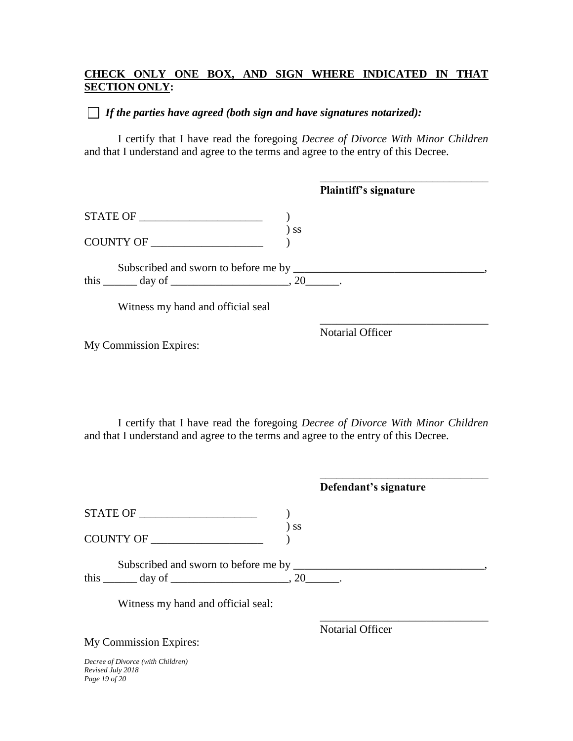**<u>CHECK ONLY ONE BOX, AND SIGN WHERE INDICATED IN THAT SECTION ONLY</u>:**

☐ ***If the parties have agreed (both sign and have signatures notarized):***

I certify that I have read the foregoing *Decree of Divorce With Minor Children* and that I understand and agree to the terms and agree to the entry of this Decree.

______________________________
**Plaintiff's signature**

STATE OF ______________________ )
) ss
COUNTY OF ____________________ )

Subscribed and sworn to before me by __________________________________,
this ______ day of _____________________, 20______.

Witness my hand and official seal

______________________________
Notarial Officer

My Commission Expires:

I certify that I have read the foregoing *Decree of Divorce With Minor Children* and that I understand and agree to the terms and agree to the entry of this Decree.

______________________________
**Defendant's signature**

STATE OF _____________________ )
) ss
COUNTY OF ____________________ )

Subscribed and sworn to before me by _________________________________,
this ______ day of _____________________, 20______.

Witness my hand and official seal:

______________________________
Notarial Officer

My Commission Expires: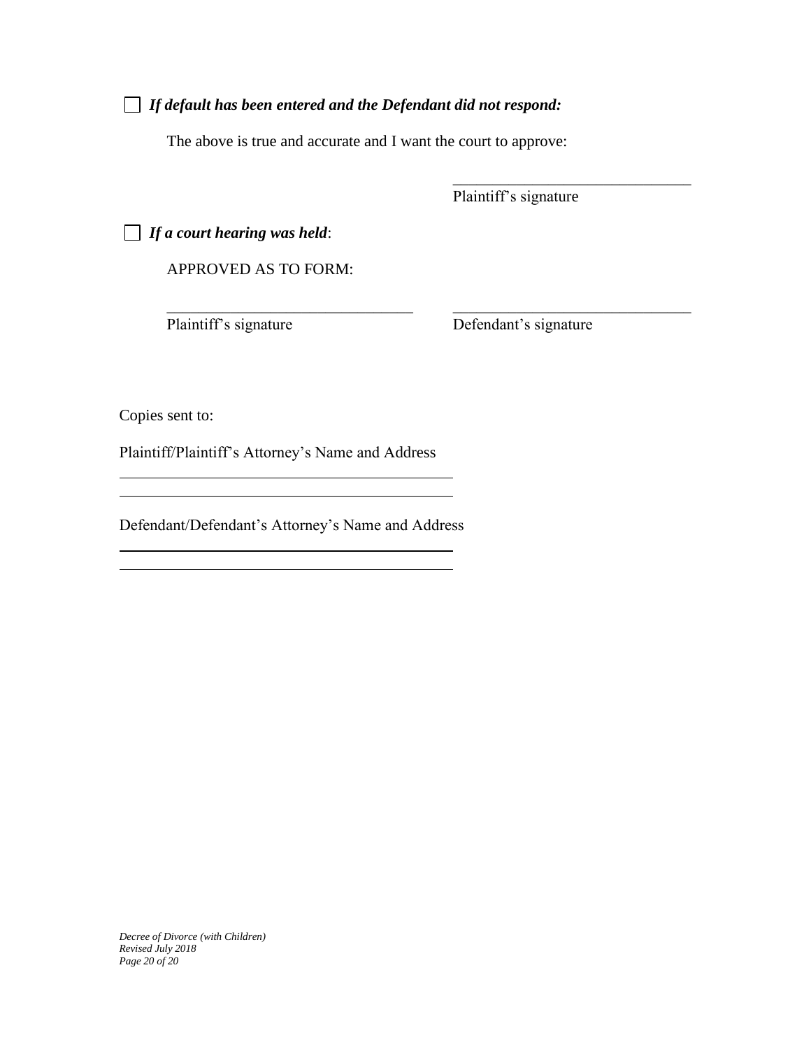☐ ***If default has been entered and the Defendant did not respond:***

The above is true and accurate and I want the court to approve:

______________________________
Plaintiff's signature

☐ ***If a court hearing was held***:

APPROVED AS TO FORM:

______________________________ ______________________________
Plaintiff's signature Defendant's signature

Copies sent to:

Plaintiff/Plaintiff's Attorney's Name and Address

__________________________________________
__________________________________________

Defendant/Defendant's Attorney's Name and Address

__________________________________________
__________________________________________